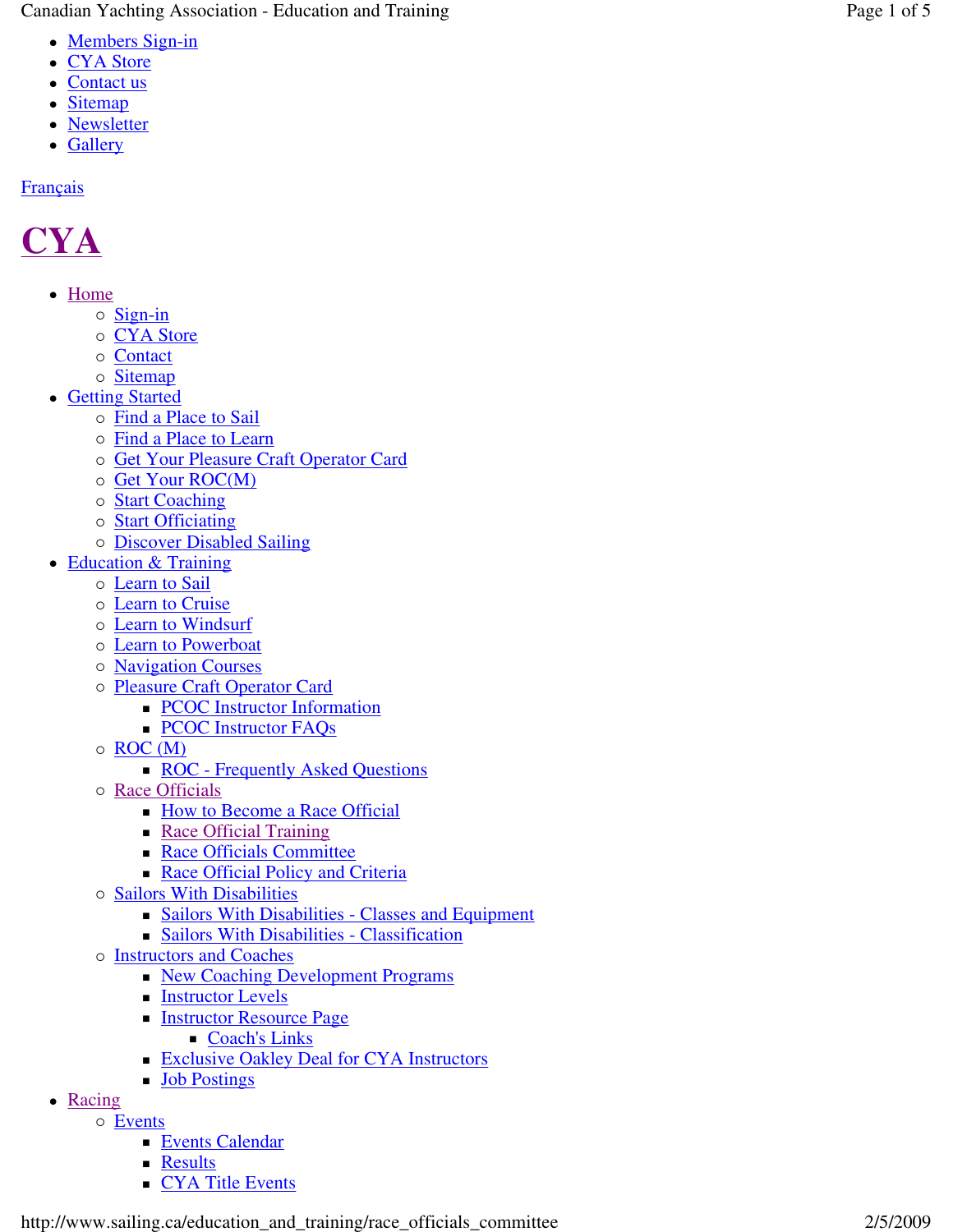- Members Sign-in
- CYA Store
- Contact us
- Sitemap
- Newsletter
- Gallery

Français

# CYA

- Home
  - Sign-in
  - CYA Store
  - Contact
  - Sitemap
- Getting Started
  - Find a Place to Sail
  - Find a Place to Learn
  - Get Your Pleasure Craft Operator Card
  - Get Your ROC(M)
  - Start Coaching
  - Start Officiating
  - Discover Disabled Sailing
- Education & Training
  - Learn to Sail
  - Learn to Cruise
  - Learn to Windsurf
  - Learn to Powerboat
  - Navigation Courses
  - Pleasure Craft Operator Card
    - PCOC Instructor Information
    - PCOC Instructor FAQs
  - ROC (M)
    - ROC - Frequently Asked Questions
  - Race Officials
    - How to Become a Race Official
    - Race Official Training
    - Race Officials Committee
    - Race Official Policy and Criteria
  - Sailors With Disabilities
    - Sailors With Disabilities - Classes and Equipment
    - Sailors With Disabilities - Classification
  - Instructors and Coaches
    - New Coaching Development Programs
    - Instructor Levels
    - Instructor Resource Page
      - Coach's Links
    - Exclusive Oakley Deal for CYA Instructors
    - Job Postings
- Racing
  - Events
    - Events Calendar
    - Results
    - CYA Title Events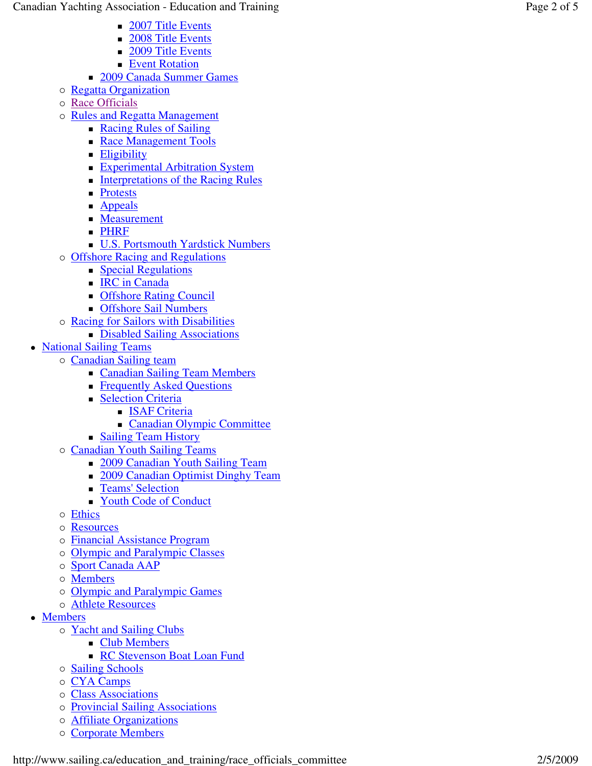- 2007 Title Events
            - 2008 Title Events
            - 2009 Title Events
            - Event Rotation
        - 2009 Canada Summer Games
    - Regatta Organization
    - Race Officials
    - Rules and Regatta Management
        - Racing Rules of Sailing
        - Race Management Tools
        - Eligibility
        - Experimental Arbitration System
        - Interpretations of the Racing Rules
        - Protests
        - Appeals
        - Measurement
        - PHRF
        - U.S. Portsmouth Yardstick Numbers
    - Offshore Racing and Regulations
        - Special Regulations
        - IRC in Canada
        - Offshore Rating Council
        - Offshore Sail Numbers
    - Racing for Sailors with Disabilities
        - Disabled Sailing Associations
- National Sailing Teams
    - Canadian Sailing team
        - Canadian Sailing Team Members
        - Frequently Asked Questions
        - Selection Criteria
            - ISAF Criteria
            - Canadian Olympic Committee
        - Sailing Team History
    - Canadian Youth Sailing Teams
        - 2009 Canadian Youth Sailing Team
        - 2009 Canadian Optimist Dinghy Team
        - Teams' Selection
        - Youth Code of Conduct
    - Ethics
    - Resources
    - Financial Assistance Program
    - Olympic and Paralympic Classes
    - Sport Canada AAP
    - Members
    - Olympic and Paralympic Games
    - Athlete Resources
- Members
    - Yacht and Sailing Clubs
        - Club Members
        - RC Stevenson Boat Loan Fund
    - Sailing Schools
    - CYA Camps
    - Class Associations
    - Provincial Sailing Associations
    - Affiliate Organizations
    - Corporate Members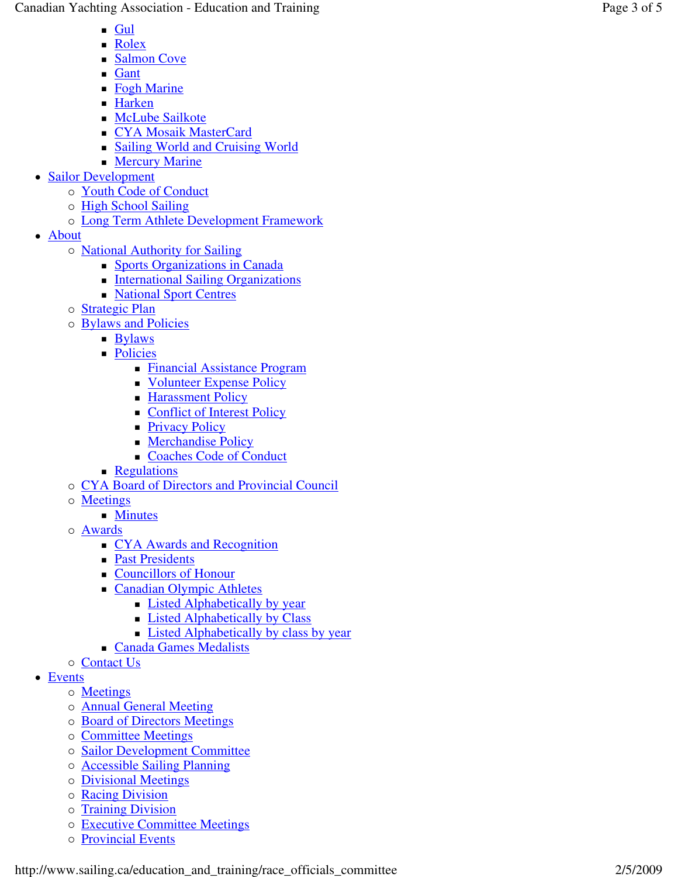- Gul
            - Rolex
            - Salmon Cove
            - Gant
            - Fogh Marine
            - Harken
            - McLube Sailkote
            - CYA Mosaik MasterCard
            - Sailing World and Cruising World
            - Mercury Marine
- Sailor Development
    - Youth Code of Conduct
    - High School Sailing
    - Long Term Athlete Development Framework
- About
    - National Authority for Sailing
        - Sports Organizations in Canada
        - International Sailing Organizations
        - National Sport Centres
    - Strategic Plan
    - Bylaws and Policies
        - Bylaws
        - Policies
            - Financial Assistance Program
            - Volunteer Expense Policy
            - Harassment Policy
            - Conflict of Interest Policy
            - Privacy Policy
            - Merchandise Policy
            - Coaches Code of Conduct
        - Regulations
    - CYA Board of Directors and Provincial Council
    - Meetings
        - Minutes
    - Awards
        - CYA Awards and Recognition
        - Past Presidents
        - Councillors of Honour
        - Canadian Olympic Athletes
            - Listed Alphabetically by year
            - Listed Alphabetically by Class
            - Listed Alphabetically by class by year
        - Canada Games Medalists
    - Contact Us
- Events
    - Meetings
    - Annual General Meeting
    - Board of Directors Meetings
    - Committee Meetings
    - Sailor Development Committee
    - Accessible Sailing Planning
    - Divisional Meetings
    - Racing Division
    - Training Division
    - Executive Committee Meetings
    - Provincial Events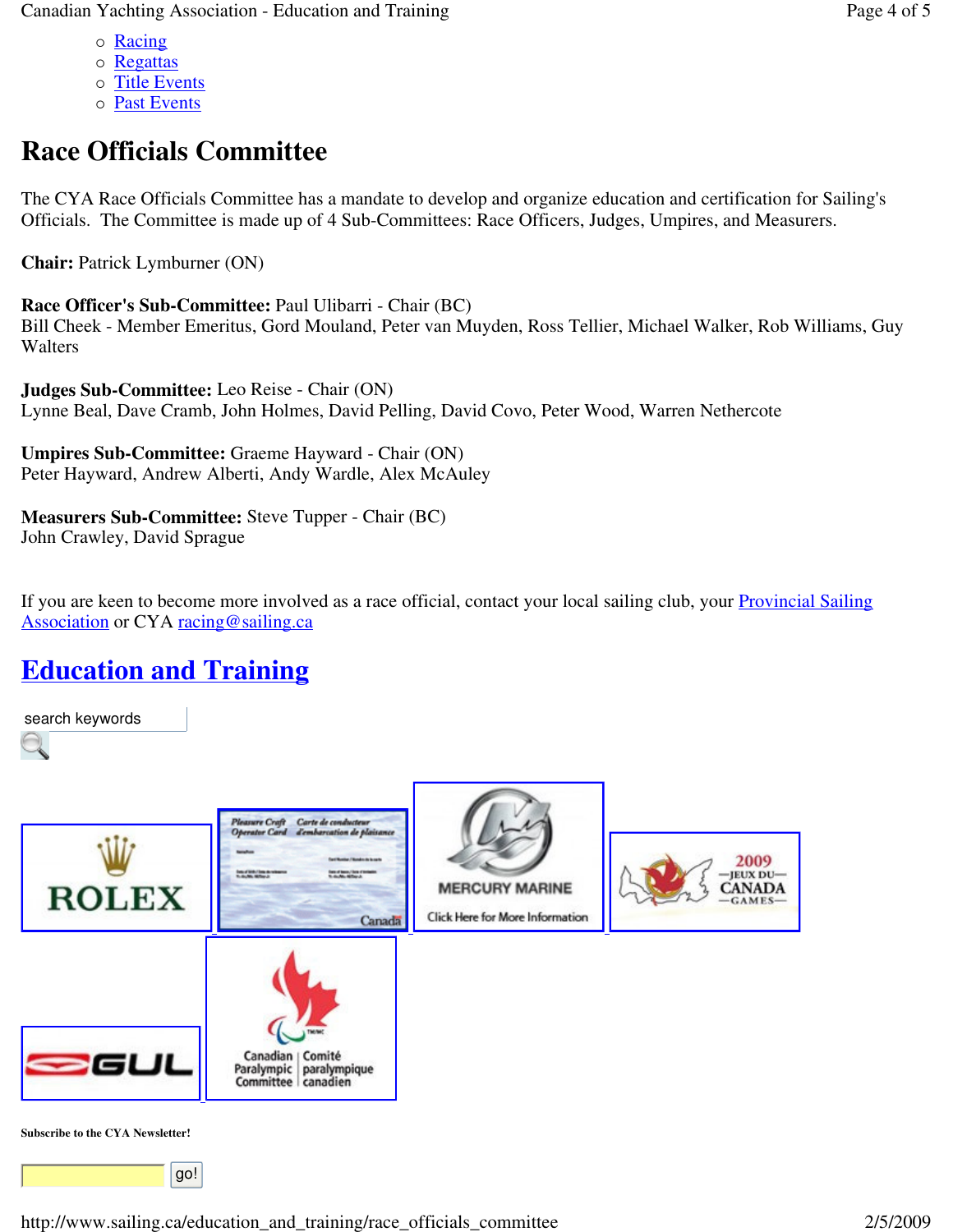- Racing
- Regattas
- Title Events
- Past Events

# Race Officials Committee

The CYA Race Officials Committee has a mandate to develop and organize education and certification for Sailing's Officials. The Committee is made up of 4 Sub-Committees: Race Officers, Judges, Umpires, and Measurers.

**Chair:** Patrick Lymburner (ON)

**Race Officer's Sub-Committee:** Paul Ulibarri - Chair (BC)
Bill Cheek - Member Emeritus, Gord Mouland, Peter van Muyden, Ross Tellier, Michael Walker, Rob Williams, Guy Walters

**Judges Sub-Committee:** Leo Reise - Chair (ON)
Lynne Beal, Dave Cramb, John Holmes, David Pelling, David Covo, Peter Wood, Warren Nethercote

**Umpires Sub-Committee:** Graeme Hayward - Chair (ON)
Peter Hayward, Andrew Alberti, Andy Wardle, Alex McAuley

**Measurers Sub-Committee:** Steve Tupper - Chair (BC)
John Crawley, David Sprague

If you are keen to become more involved as a race official, contact your local sailing club, your Provincial Sailing Association or CYA racing@sailing.ca

## Education and Training

search keywords

**Subscribe to the CYA Newsletter!**

go!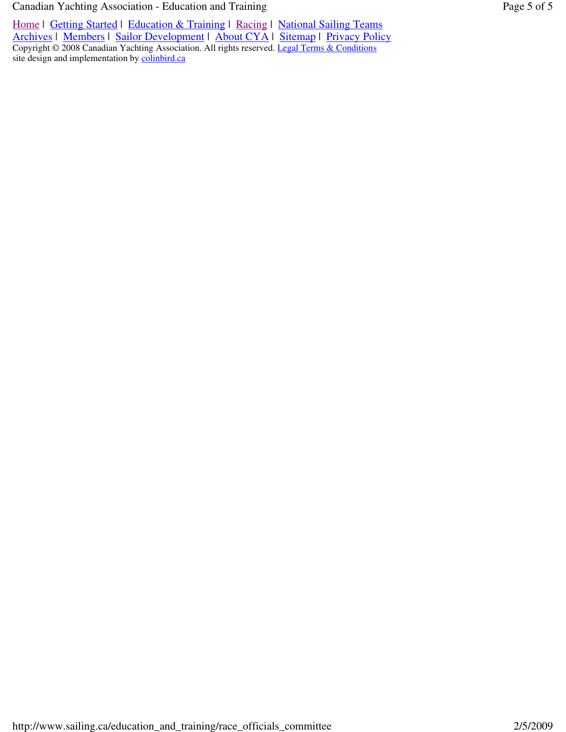Home | Getting Started | Education & Training | Racing | National Sailing Teams
Archives | Members | Sailor Development | About CYA | Sitemap | Privacy Policy

Copyright © 2008 Canadian Yachting Association. All rights reserved. Legal Terms & Conditions
site design and implementation by colinbird.ca